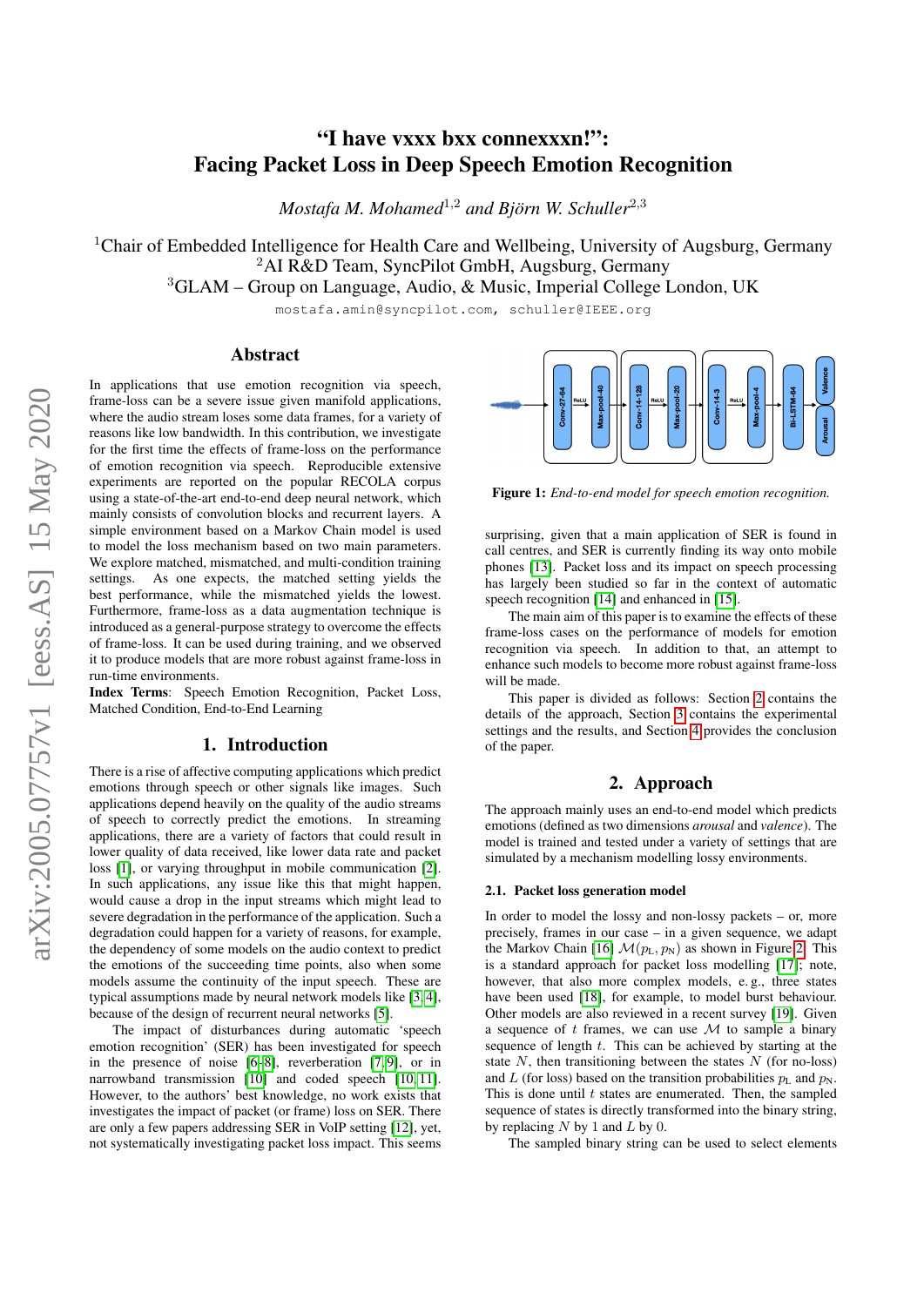# "I have vxxx bxx connexxxn!": Facing Packet Loss in Deep Speech Emotion Recognition

*Mostafa M. Mohamed*[1,2] *and Björn W. Schuller*[2,3]

[1]Chair of Embedded Intelligence for Health Care and Wellbeing, University of Augsburg, Germany
[2]AI R&D Team, SyncPilot GmbH, Augsburg, Germany
[3]GLAM – Group on Language, Audio, & Music, Imperial College London, UK

mostafa.amin@syncpilot.com, schuller@IEEE.org

## Abstract

In applications that use emotion recognition via speech, frame-loss can be a severe issue given manifold applications, where the audio stream loses some data frames, for a variety of reasons like low bandwidth. In this contribution, we investigate for the first time the effects of frame-loss on the performance of emotion recognition via speech. Reproducible extensive experiments are reported on the popular RECOLA corpus using a state-of-the-art end-to-end deep neural network, which mainly consists of convolution blocks and recurrent layers. A simple environment based on a Markov Chain model is used to model the loss mechanism based on two main parameters. We explore matched, mismatched, and multi-condition training settings. As one expects, the matched setting yields the best performance, while the mismatched yields the lowest. Furthermore, frame-loss as a data augmentation technique is introduced as a general-purpose strategy to overcome the effects of frame-loss. It can be used during training, and we observed it to produce models that are more robust against frame-loss in run-time environments.

**Index Terms**: Speech Emotion Recognition, Packet Loss, Matched Condition, End-to-End Learning

## 1. Introduction

There is a rise of affective computing applications which predict emotions through speech or other signals like images. Such applications depend heavily on the quality of the audio streams of speech to correctly predict the emotions. In streaming applications, there are a variety of factors that could result in lower quality of data received, like lower data rate and packet loss [1], or varying throughput in mobile communication [2]. In such applications, any issue like this that might happen, would cause a drop in the input streams which might lead to severe degradation in the performance of the application. Such a degradation could happen for a variety of reasons, for example, the dependency of some models on the audio context to predict the emotions of the succeeding time points, also when some models assume the continuity of the input speech. These are typical assumptions made by neural network models like [3, 4], because of the design of recurrent neural networks [5].

The impact of disturbances during automatic 'speech emotion recognition' (SER) has been investigated for speech in the presence of noise [6–8], reverberation [7, 9], or in narrowband transmission [10] and coded speech [10, 11]. However, to the authors' best knowledge, no work exists that investigates the impact of packet (or frame) loss on SER. There are only a few papers addressing SER in VoIP setting [12], yet, not systematically investigating packet loss impact. This seems surprising, given that a main application of SER is found in call centres, and SER is currently finding its way onto mobile phones [13]. Packet loss and its impact on speech processing has largely been studied so far in the context of automatic speech recognition [14] and enhanced in [15].

The main aim of this paper is to examine the effects of these frame-loss cases on the performance of models for emotion recognition via speech. In addition to that, an attempt to enhance such models to become more robust against frame-loss will be made.

This paper is divided as follows: Section 2 contains the details of the approach, Section 3 contains the experimental settings and the results, and Section 4 provides the conclusion of the paper.

**Figure 1:** *End-to-end model for speech emotion recognition.*

## 2. Approach

The approach mainly uses an end-to-end model which predicts emotions (defined as two dimensions *arousal* and *valence*). The model is trained and tested under a variety of settings that are simulated by a mechanism modelling lossy environments.

### 2.1. Packet loss generation model

In order to model the lossy and non-lossy packets – or, more precisely, frames in our case – in a given sequence, we adapt the Markov Chain [16] $\mathcal{M}(p_L, p_N)$ as shown in Figure 2. This is a standard approach for packet loss modelling [17]; note, however, that also more complex models, e. g., three states have been used [18], for example, to model burst behaviour. Other models are also reviewed in a recent survey [19]. Given a sequence of $t$ frames, we can use $\mathcal{M}$ to sample a binary sequence of length $t$. This can be achieved by starting at the state $N$, then transitioning between the states $N$ (for no-loss) and $L$ (for loss) based on the transition probabilities $p_L$ and $p_N$. This is done until $t$ states are enumerated. Then, the sampled sequence of states is directly transformed into the binary string, by replacing $N$ by 1 and $L$ by 0.

The sampled binary string can be used to select elements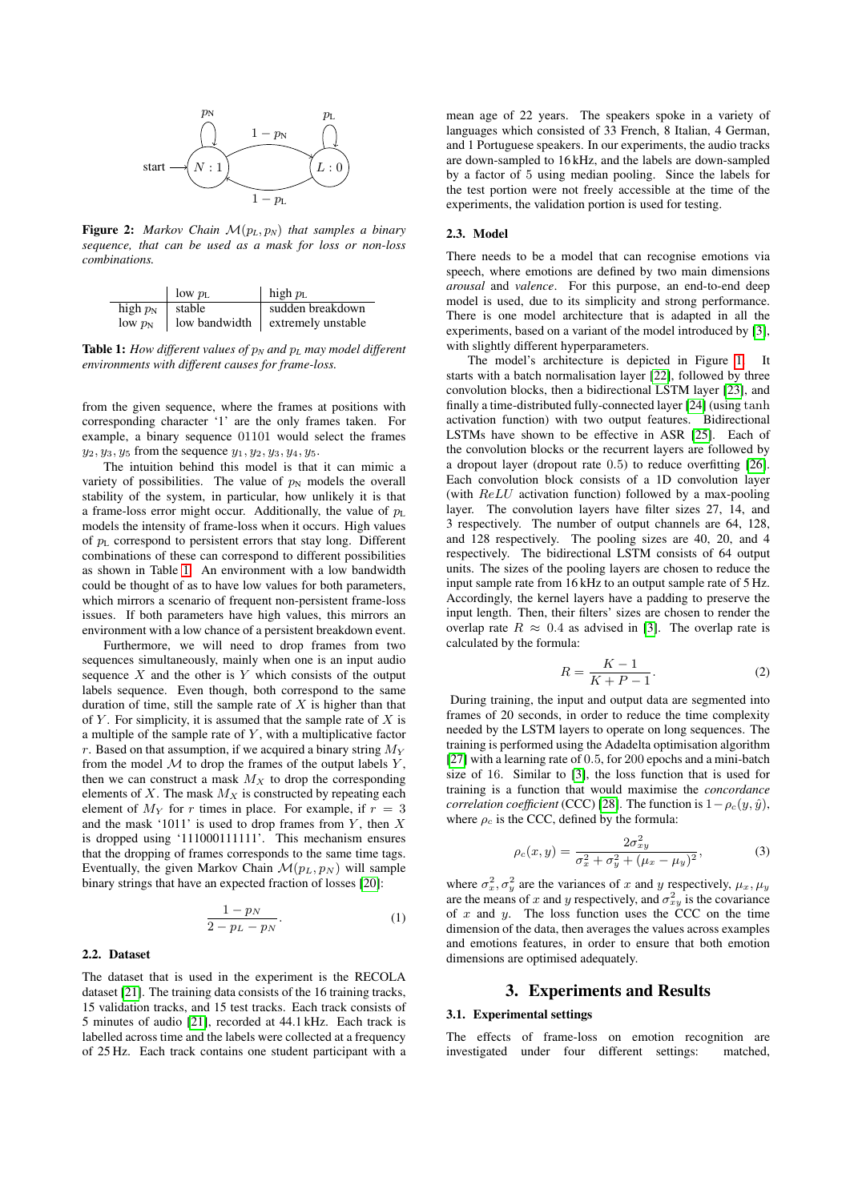**Figure 2:** *Markov Chain $\mathcal{M}(p_L, p_N)$ that samples a binary sequence, that can be used as a mask for loss or non-loss combinations.*

| | low $p_L$ | high $p_L$ |
|---|---|---|
| high $p_N$ | stable | sudden breakdown |
| low $p_N$ | low bandwidth | extremely unstable |

**Table 1:** *How different values of $p_N$ and $p_L$ may model different environments with different causes for frame-loss.*

from the given sequence, where the frames at positions with corresponding character '1' are the only frames taken. For example, a binary sequence 01101 would select the frames $y_2, y_3, y_5$ from the sequence $y_1, y_2, y_3, y_4, y_5$.

The intuition behind this model is that it can mimic a variety of possibilities. The value of $p_N$ models the overall stability of the system, in particular, how unlikely it is that a frame-loss error might occur. Additionally, the value of $p_L$ models the intensity of frame-loss when it occurs. High values of $p_L$ correspond to persistent errors that stay long. Different combinations of these can correspond to different possibilities as shown in Table 1. An environment with a low bandwidth could be thought of as to have low values for both parameters, which mirrors a scenario of frequent non-persistent frame-loss issues. If both parameters have high values, this mirrors an environment with a low chance of a persistent breakdown event.

Furthermore, we will need to drop frames from two sequences simultaneously, mainly when one is an input audio sequence $X$ and the other is $Y$ which consists of the output labels sequence. Even though, both correspond to the same duration of time, still the sample rate of $X$ is higher than that of $Y$. For simplicity, it is assumed that the sample rate of $X$ is a multiple of the sample rate of $Y$, with a multiplicative factor $r$. Based on that assumption, if we acquired a binary string $M_Y$ from the model $\mathcal{M}$ to drop the frames of the output labels $Y$, then we can construct a mask $M_X$ to drop the corresponding elements of $X$. The mask $M_X$ is constructed by repeating each element of $M_Y$ for $r$ times in place. For example, if $r = 3$ and the mask '1011' is used to drop frames from $Y$, then $X$ is dropped using '111000111111'. This mechanism ensures that the dropping of frames corresponds to the same time tags. Eventually, the given Markov Chain $\mathcal{M}(p_L, p_N)$ will sample binary strings that have an expected fraction of losses [20]:

$$\frac{1 - p_N}{2 - p_L - p_N}. \tag{1}$$

### 2.2. Dataset

The dataset that is used in the experiment is the RECOLA dataset [21]. The training data consists of the 16 training tracks, 15 validation tracks, and 15 test tracks. Each track consists of 5 minutes of audio [21], recorded at 44.1 kHz. Each track is labelled across time and the labels were collected at a frequency of 25 Hz. Each track contains one student participant with a mean age of 22 years. The speakers spoke in a variety of languages which consisted of 33 French, 8 Italian, 4 German, and 1 Portuguese speakers. In our experiments, the audio tracks are down-sampled to 16 kHz, and the labels are down-sampled by a factor of 5 using median pooling. Since the labels for the test portion were not freely accessible at the time of the experiments, the validation portion is used for testing.

### 2.3. Model

There needs to be a model that can recognise emotions via speech, where emotions are defined by two main dimensions *arousal* and *valence*. For this purpose, an end-to-end deep model is used, due to its simplicity and strong performance. There is one model architecture that is adapted in all the experiments, based on a variant of the model introduced by [3], with slightly different hyperparameters.

The model's architecture is depicted in Figure 1. It starts with a batch normalisation layer [22], followed by three convolution blocks, then a bidirectional LSTM layer [23], and finally a time-distributed fully-connected layer [24] (using $\tanh$ activation function) with two output features. Bidirectional LSTMs have shown to be effective in ASR [25]. Each of the convolution blocks or the recurrent layers are followed by a dropout layer (dropout rate 0.5) to reduce overfitting [26]. Each convolution block consists of a 1D convolution layer (with $ReLU$ activation function) followed by a max-pooling layer. The convolution layers have filter sizes 27, 14, and 3 respectively. The number of output channels are 64, 128, and 128 respectively. The pooling sizes are 40, 20, and 4 respectively. The bidirectional LSTM consists of 64 output units. The sizes of the pooling layers are chosen to reduce the input sample rate from 16 kHz to an output sample rate of 5 Hz. Accordingly, the kernel layers have a padding to preserve the input length. Then, their filters' sizes are chosen to render the overlap rate $R \approx 0.4$ as advised in [3]. The overlap rate is calculated by the formula:

$$R = \frac{K - 1}{K + P - 1}. \tag{2}$$

During training, the input and output data are segmented into frames of 20 seconds, in order to reduce the time complexity needed by the LSTM layers to operate on long sequences. The training is performed using the Adadelta optimisation algorithm [27] with a learning rate of 0.5, for 200 epochs and a mini-batch size of 16. Similar to [3], the loss function that is used for training is a function that would maximise the *concordance correlation coefficient* (CCC) [28]. The function is $1 - \rho_c(y, \hat{y})$, where $\rho_c$ is the CCC, defined by the formula:

$$\rho_c(x, y) = \frac{2\sigma_{xy}^2}{\sigma_x^2 + \sigma_y^2 + (\mu_x - \mu_y)^2}, \tag{3}$$

where $\sigma_x^2, \sigma_y^2$ are the variances of $x$ and $y$ respectively, $\mu_x, \mu_y$ are the means of $x$ and $y$ respectively, and $\sigma_{xy}^2$ is the covariance of $x$ and $y$. The loss function uses the CCC on the time dimension of the data, then averages the values across examples and emotions features, in order to ensure that both emotion dimensions are optimised adequately.

## 3. Experiments and Results

### 3.1. Experimental settings

The effects of frame-loss on emotion recognition are investigated under four different settings: matched,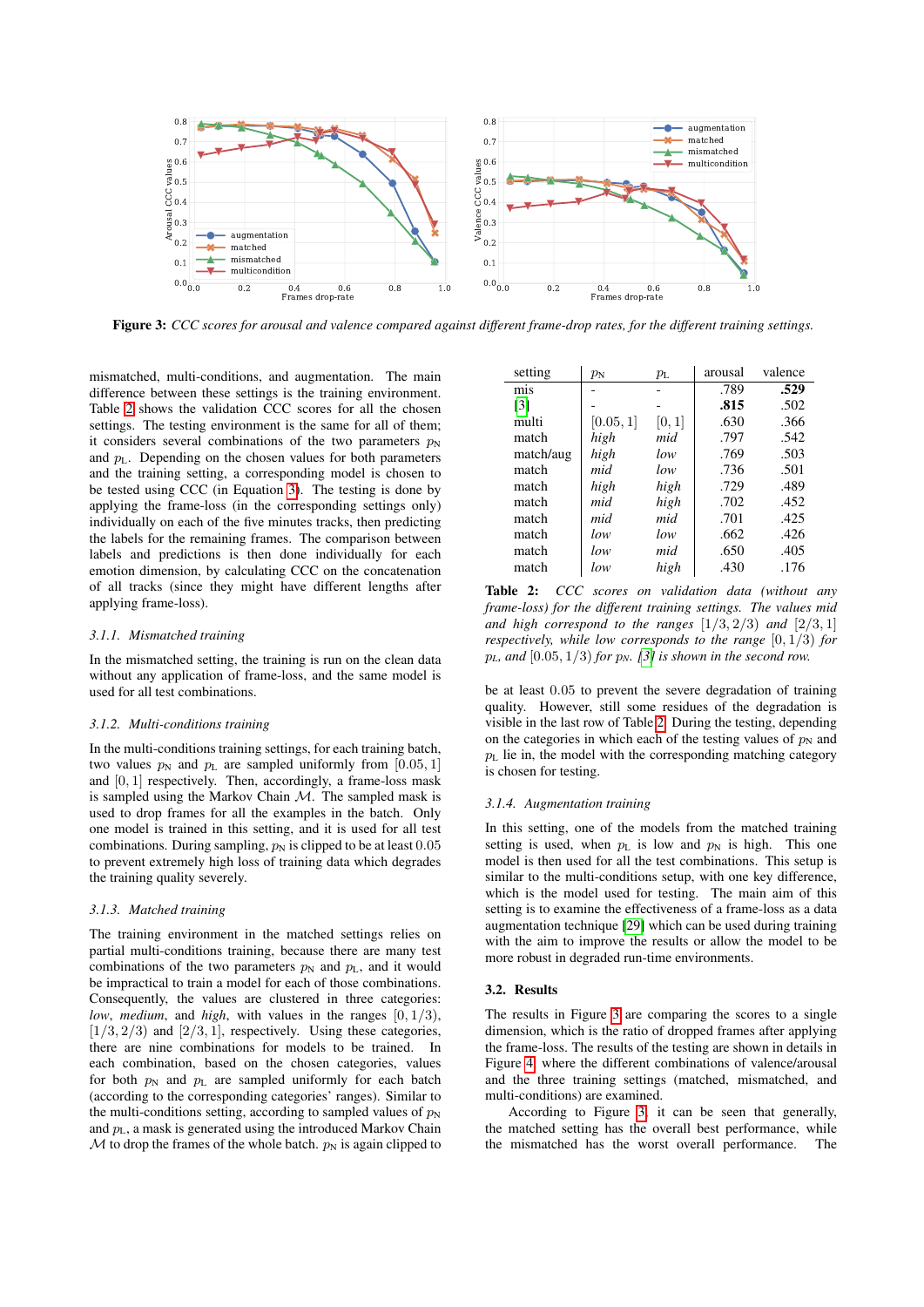**Figure 3:** *CCC scores for arousal and valence compared against different frame-drop rates, for the different training settings.*

mismatched, multi-conditions, and augmentation. The main difference between these settings is the training environment. Table 2 shows the validation CCC scores for all the chosen settings. The testing environment is the same for all of them; it considers several combinations of the two parameters $p_N$ and $p_L$. Depending on the chosen values for both parameters and the training setting, a corresponding model is chosen to be tested using CCC (in Equation 3). The testing is done by applying the frame-loss (in the corresponding settings only) individually on each of the five minutes tracks, then predicting the labels for the remaining frames. The comparison between labels and predictions is then done individually for each emotion dimension, by calculating CCC on the concatenation of all tracks (since they might have different lengths after applying frame-loss).

### 3.1.1. Mismatched training

In the mismatched setting, the training is run on the clean data without any application of frame-loss, and the same model is used for all test combinations.

### 3.1.2. Multi-conditions training

In the multi-conditions training settings, for each training batch, two values $p_N$ and $p_L$ are sampled uniformly from $[0.05, 1]$ and $[0, 1]$ respectively. Then, accordingly, a frame-loss mask is sampled using the Markov Chain $\mathcal{M}$. The sampled mask is used to drop frames for all the examples in the batch. Only one model is trained in this setting, and it is used for all test combinations. During sampling, $p_N$ is clipped to be at least $0.05$ to prevent extremely high loss of training data which degrades the training quality severely.

### 3.1.3. Matched training

The training environment in the matched settings relies on partial multi-conditions training, because there are many test combinations of the two parameters $p_N$ and $p_L$, and it would be impractical to train a model for each of those combinations. Consequently, the values are clustered in three categories: *low*, *medium*, and *high*, with values in the ranges $[0, 1/3)$, $[1/3, 2/3)$ and $[2/3, 1]$, respectively. Using these categories, there are nine combinations for models to be trained. In each combination, based on the chosen categories, values for both $p_N$ and $p_L$ are sampled uniformly for each batch (according to the corresponding categories' ranges). Similar to the multi-conditions setting, according to sampled values of $p_N$ and $p_L$, a mask is generated using the introduced Markov Chain $\mathcal{M}$ to drop the frames of the whole batch. $p_N$ is again clipped to be at least $0.05$ to prevent the severe degradation of training quality. However, still some residues of the degradation is visible in the last row of Table 2. During the testing, depending on the categories in which each of the testing values of $p_N$ and $p_L$ lie in, the model with the corresponding matching category is chosen for testing.

| setting | $p_N$ | $p_L$ | arousal | valence |
|---|---|---|---|---|
| mis | - | - | .789 | **.529** |
| [3] | - | - | **.815** | .502 |
| multi | $[0.05, 1]$ | $[0, 1]$ | .630 | .366 |
| match | *high* | *mid* | .797 | .542 |
| match/aug | *high* | *low* | .769 | .503 |
| match | *mid* | *low* | .736 | .501 |
| match | *high* | *high* | .729 | .489 |
| match | *mid* | *high* | .702 | .452 |
| match | *mid* | *mid* | .701 | .425 |
| match | *low* | *low* | .662 | .426 |
| match | *low* | *mid* | .650 | .405 |
| match | *low* | *high* | .430 | .176 |

**Table 2:** *CCC scores on validation data (without any frame-loss) for the different training settings. The values mid and high correspond to the ranges $[1/3, 2/3)$ and $[2/3, 1]$ respectively, while low corresponds to the range $[0, 1/3)$ for $p_L$, and $[0.05, 1/3)$ for $p_N$. [3] is shown in the second row.*

### 3.1.4. Augmentation training

In this setting, one of the models from the matched training setting is used, when $p_L$ is low and $p_N$ is high. This one model is then used for all the test combinations. This setup is similar to the multi-conditions setup, with one key difference, which is the model used for testing. The main aim of this setting is to examine the effectiveness of a frame-loss as a data augmentation technique [29] which can be used during training with the aim to improve the results or allow the model to be more robust in degraded run-time environments.

## 3.2. Results

The results in Figure 3 are comparing the scores to a single dimension, which is the ratio of dropped frames after applying the frame-loss. The results of the testing are shown in details in Figure 4, where the different combinations of valence/arousal and the three training settings (matched, mismatched, and multi-conditions) are examined.

According to Figure 3, it can be seen that generally, the matched setting has the overall best performance, while the mismatched has the worst overall performance. The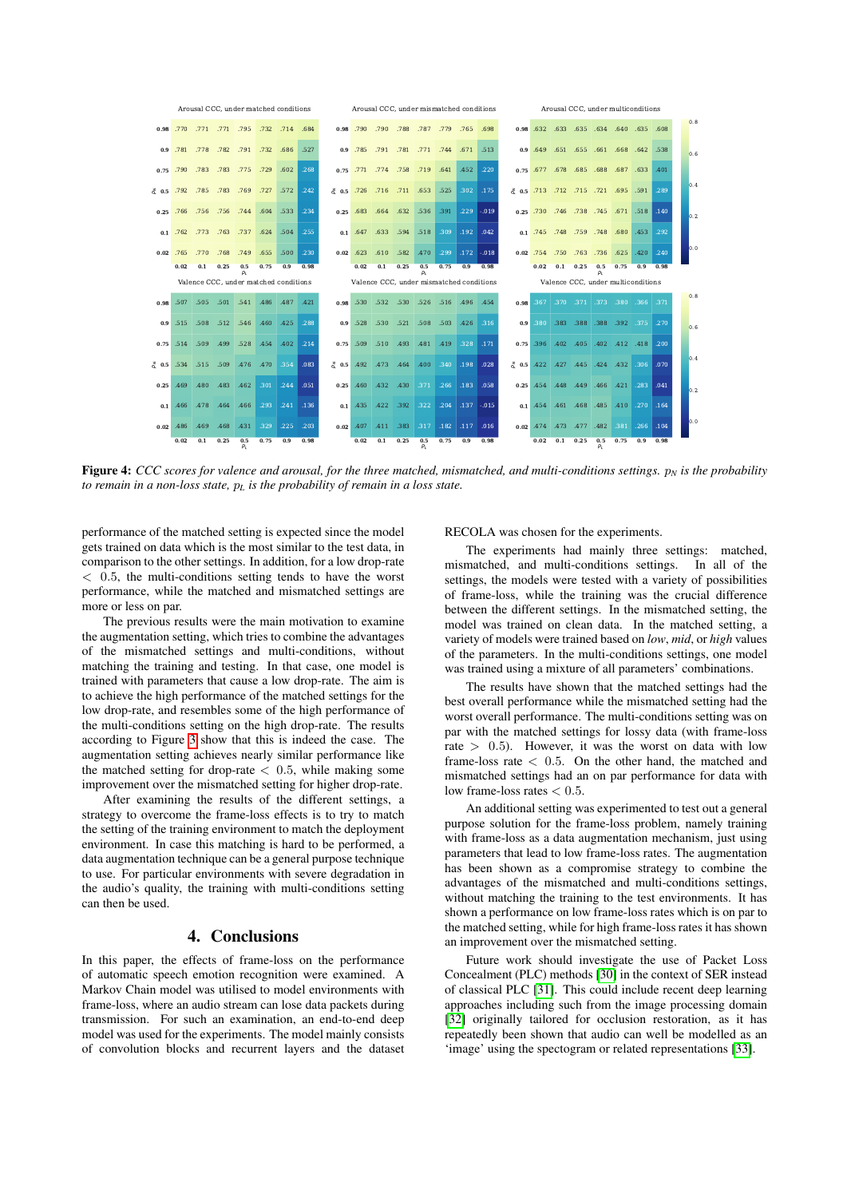Arousal CCC, under matched conditions

| $p_N$ \ $p_L$ | 0.02 | 0.1 | 0.25 | 0.5 | 0.75 | 0.9 | 0.98 |
|---|---|---|---|---|---|---|---|
| 0.98 | .770 | .771 | .771 | .795 | .732 | .714 | .684 |
| 0.9 | .781 | .778 | .782 | .791 | .732 | .686 | .527 |
| 0.75 | .790 | .783 | .783 | .775 | .729 | .602 | .268 |
| 0.5 | .792 | .785 | .783 | .769 | .727 | .572 | .242 |
| 0.25 | .766 | .756 | .756 | .744 | .604 | .533 | .234 |
| 0.1 | .762 | .773 | .763 | .737 | .624 | .504 | .255 |
| 0.02 | .765 | .770 | .768 | .749 | .655 | .500 | .230 |

Arousal CCC, under mismatched conditions

| $p_N$ \ $p_L$ | 0.02 | 0.1 | 0.25 | 0.5 | 0.75 | 0.9 | 0.98 |
|---|---|---|---|---|---|---|---|
| 0.98 | .790 | .790 | .788 | .787 | .779 | .765 | .698 |
| 0.9 | .785 | .791 | .781 | .771 | .744 | .671 | .513 |
| 0.75 | .771 | .774 | .758 | .719 | .641 | .452 | .220 |
| 0.5 | .726 | .716 | .711 | .653 | .525 | .302 | .175 |
| 0.25 | .683 | .664 | .632 | .536 | .391 | .229 | -.019 |
| 0.1 | .647 | .633 | .594 | .518 | .309 | .192 | .042 |
| 0.02 | .623 | .610 | .582 | .470 | .299 | .172 | -.018 |

Arousal CCC, under multiconditions

| $p_N$ \ $p_L$ | 0.02 | 0.1 | 0.25 | 0.5 | 0.75 | 0.9 | 0.98 |
|---|---|---|---|---|---|---|---|
| 0.98 | .632 | .633 | .635 | .634 | .640 | .635 | .608 |
| 0.9 | .649 | .651 | .655 | .661 | .668 | .642 | .538 |
| 0.75 | .677 | .678 | .685 | .688 | .687 | .633 | .401 |
| 0.5 | .713 | .712 | .715 | .721 | .695 | .591 | .289 |
| 0.25 | .730 | .746 | .738 | .745 | .671 | .518 | .140 |
| 0.1 | .745 | .748 | .759 | .748 | .680 | .453 | .292 |
| 0.02 | .754 | .750 | .763 | .736 | .625 | .420 | .240 |

Valence CCC, under matched conditions

| $p_N$ \ $p_L$ | 0.02 | 0.1 | 0.25 | 0.5 | 0.75 | 0.9 | 0.98 |
|---|---|---|---|---|---|---|---|
| 0.98 | .507 | .505 | .501 | .541 | .486 | .487 | .421 |
| 0.9 | .515 | .508 | .512 | .546 | .460 | .425 | .288 |
| 0.75 | .514 | .509 | .499 | .528 | .454 | .402 | .214 |
| 0.5 | .534 | .515 | .509 | .476 | .470 | .354 | .083 |
| 0.25 | .469 | .480 | .483 | .462 | .301 | .244 | .051 |
| 0.1 | .466 | .478 | .464 | .466 | .293 | .241 | .136 |
| 0.02 | .486 | .469 | .468 | .431 | .329 | .225 | .203 |

Valence CCC, under mismatched conditions

| $p_N$ \ $p_L$ | 0.02 | 0.1 | 0.25 | 0.5 | 0.75 | 0.9 | 0.98 |
|---|---|---|---|---|---|---|---|
| 0.98 | .530 | .532 | .530 | .526 | .516 | .496 | .454 |
| 0.9 | .528 | .530 | .521 | .508 | .503 | .426 | .316 |
| 0.75 | .509 | .510 | .493 | .481 | .419 | .328 | .171 |
| 0.5 | .492 | .473 | .464 | .400 | .340 | .198 | .028 |
| 0.25 | .460 | .432 | .430 | .371 | .266 | .183 | .058 |
| 0.1 | .435 | .422 | .392 | .322 | .204 | .137 | .015 |
| 0.02 | .407 | .411 | .383 | .317 | .182 | .117 | .016 |

Valence CCC, under multiconditions

| $p_N$ \ $p_L$ | 0.02 | 0.1 | 0.25 | 0.5 | 0.75 | 0.9 | 0.98 |
|---|---|---|---|---|---|---|---|
| 0.98 | .367 | .370 | .371 | .373 | .380 | .366 | .371 |
| 0.9 | .380 | .383 | .388 | .388 | .392 | .375 | .270 |
| 0.75 | .396 | .402 | .405 | .402 | .412 | .418 | .200 |
| 0.5 | .422 | .427 | .445 | .424 | .432 | .306 | .070 |
| 0.25 | .454 | .448 | .449 | .466 | .421 | .283 | .041 |
| 0.1 | .454 | .461 | .468 | .485 | .410 | .270 | .164 |
| 0.02 | .474 | .473 | .477 | .482 | .381 | .266 | .104 |

**Figure 4:** *CCC scores for valence and arousal, for the three matched, mismatched, and multi-conditions settings. $p_N$ is the probability to remain in a non-loss state, $p_L$ is the probability of remain in a loss state.*

performance of the matched setting is expected since the model gets trained on data which is the most similar to the test data, in comparison to the other settings. In addition, for a low drop-rate $< 0.5$, the multi-conditions setting tends to have the worst performance, while the matched and mismatched settings are more or less on par.

The previous results were the main motivation to examine the augmentation setting, which tries to combine the advantages of the mismatched settings and multi-conditions, without matching the training and testing. In that case, one model is trained with parameters that cause a low drop-rate. The aim is to achieve the high performance of the matched settings for the low drop-rate, and resembles some of the high performance of the multi-conditions setting on the high drop-rate. The results according to Figure 3 show that this is indeed the case. The augmentation setting achieves nearly similar performance like the matched setting for drop-rate $< 0.5$, while making some improvement over the mismatched setting for higher drop-rate.

After examining the results of the different settings, a strategy to overcome the frame-loss effects is to try to match the setting of the training environment to match the deployment environment. In case this matching is hard to be performed, a data augmentation technique can be a general purpose technique to use. For particular environments with severe degradation in the audio's quality, the training with multi-conditions setting can then be used.

## 4. Conclusions

In this paper, the effects of frame-loss on the performance of automatic speech emotion recognition were examined. A Markov Chain model was utilised to model environments with frame-loss, where an audio stream can lose data packets during transmission. For such an examination, an end-to-end deep model was used for the experiments. The model mainly consists of convolution blocks and recurrent layers and the dataset RECOLA was chosen for the experiments.

The experiments had mainly three settings: matched, mismatched, and multi-conditions settings. In all of the settings, the models were tested with a variety of possibilities of frame-loss, while the training was the crucial difference between the different settings. In the mismatched setting, the model was trained on clean data. In the matched setting, a variety of models were trained based on *low*, *mid*, or *high* values of the parameters. In the multi-conditions settings, one model was trained using a mixture of all parameters' combinations.

The results have shown that the matched settings had the best overall performance while the mismatched setting had the worst overall performance. The multi-conditions setting was on par with the matched settings for lossy data (with frame-loss rate $> 0.5$). However, it was the worst on data with low frame-loss rate $< 0.5$. On the other hand, the matched and mismatched settings had an on par performance for data with low frame-loss rates $< 0.5$.

An additional setting was experimented to test out a general purpose solution for the frame-loss problem, namely training with frame-loss as a data augmentation mechanism, just using parameters that lead to low frame-loss rates. The augmentation has been shown as a compromise strategy to combine the advantages of the mismatched and multi-conditions settings, without matching the training to the test environments. It has shown a performance on low frame-loss rates which is on par to the matched setting, while for high frame-loss rates it has shown an improvement over the mismatched setting.

Future work should investigate the use of Packet Loss Concealment (PLC) methods [30] in the context of SER instead of classical PLC [31]. This could include recent deep learning approaches including such from the image processing domain [32] originally tailored for occlusion restoration, as it has repeatedly been shown that audio can well be modelled as an 'image' using the spectogram or related representations [33].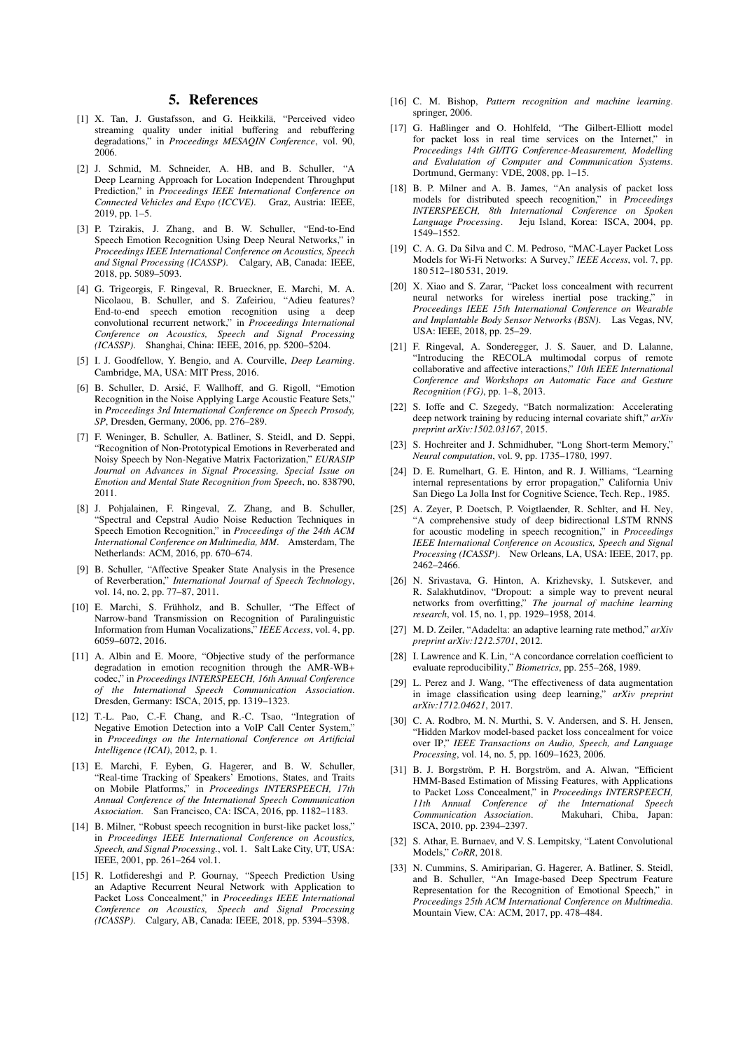## 5. References

[1] X. Tan, J. Gustafsson, and G. Heikkilä, "Perceived video streaming quality under initial buffering and rebuffering degradations," in *Proceedings MESAQIN Conference*, vol. 90, 2006.

[2] J. Schmid, M. Schneider, A. HB, and B. Schuller, "A Deep Learning Approach for Location Independent Throughput Prediction," in *Proceedings IEEE International Conference on Connected Vehicles and Expo (ICCVE)*. Graz, Austria: IEEE, 2019, pp. 1–5.

[3] P. Tzirakis, J. Zhang, and B. W. Schuller, "End-to-End Speech Emotion Recognition Using Deep Neural Networks," in *Proceedings IEEE International Conference on Acoustics, Speech and Signal Processing (ICASSP)*. Calgary, AB, Canada: IEEE, 2018, pp. 5089–5093.

[4] G. Trigeorgis, F. Ringeval, R. Brueckner, E. Marchi, M. A. Nicolaou, B. Schuller, and S. Zafeiriou, "Adieu features? End-to-end speech emotion recognition using a deep convolutional recurrent network," in *Proceedings International Conference on Acoustics, Speech and Signal Processing (ICASSP)*. Shanghai, China: IEEE, 2016, pp. 5200–5204.

[5] I. J. Goodfellow, Y. Bengio, and A. Courville, *Deep Learning*. Cambridge, MA, USA: MIT Press, 2016.

[6] B. Schuller, D. Arsić, F. Wallhoff, and G. Rigoll, "Emotion Recognition in the Noise Applying Large Acoustic Feature Sets," in *Proceedings 3rd International Conference on Speech Prosody, SP*, Dresden, Germany, 2006, pp. 276–289.

[7] F. Weninger, B. Schuller, A. Batliner, S. Steidl, and D. Seppi, "Recognition of Non-Prototypical Emotions in Reverberated and Noisy Speech by Non-Negative Matrix Factorization," *EURASIP Journal on Advances in Signal Processing, Special Issue on Emotion and Mental State Recognition from Speech*, no. 838790, 2011.

[8] J. Pohjalainen, F. Ringeval, Z. Zhang, and B. Schuller, "Spectral and Cepstral Audio Noise Reduction Techniques in Speech Emotion Recognition," in *Proceedings of the 24th ACM International Conference on Multimedia, MM*. Amsterdam, The Netherlands: ACM, 2016, pp. 670–674.

[9] B. Schuller, "Affective Speaker State Analysis in the Presence of Reverberation," *International Journal of Speech Technology*, vol. 14, no. 2, pp. 77–87, 2011.

[10] E. Marchi, S. Frühholz, and B. Schuller, "The Effect of Narrow-band Transmission on Recognition of Paralinguistic Information from Human Vocalizations," *IEEE Access*, vol. 4, pp. 6059–6072, 2016.

[11] A. Albin and E. Moore, "Objective study of the performance degradation in emotion recognition through the AMR-WB+ codec," in *Proceedings INTERSPEECH, 16th Annual Conference of the International Speech Communication Association*. Dresden, Germany: ISCA, 2015, pp. 1319–1323.

[12] T.-L. Pao, C.-F. Chang, and R.-C. Tsao, "Integration of Negative Emotion Detection into a VoIP Call Center System," in *Proceedings on the International Conference on Artificial Intelligence (ICAI)*, 2012, p. 1.

[13] E. Marchi, F. Eyben, G. Hagerer, and B. W. Schuller, "Real-time Tracking of Speakers' Emotions, States, and Traits on Mobile Platforms," in *Proceedings INTERSPEECH, 17th Annual Conference of the International Speech Communication Association*. San Francisco, CA: ISCA, 2016, pp. 1182–1183.

[14] B. Milner, "Robust speech recognition in burst-like packet loss," in *Proceedings IEEE International Conference on Acoustics, Speech, and Signal Processing.*, vol. 1. Salt Lake City, UT, USA: IEEE, 2001, pp. 261–264 vol.1.

[15] R. Lotfidereshgi and P. Gournay, "Speech Prediction Using an Adaptive Recurrent Neural Network with Application to Packet Loss Concealment," in *Proceedings IEEE International Conference on Acoustics, Speech and Signal Processing (ICASSP)*. Calgary, AB, Canada: IEEE, 2018, pp. 5394–5398.

[16] C. M. Bishop, *Pattern recognition and machine learning*. springer, 2006.

[17] G. Haßlinger and O. Hohlfeld, "The Gilbert-Elliott model for packet loss in real time services on the Internet," in *Proceedings 14th GI/ITG Conference-Measurement, Modelling and Evaluation of Computer and Communication Systems*. Dortmund, Germany: VDE, 2008, pp. 1–15.

[18] B. P. Milner and A. B. James, "An analysis of packet loss models for distributed speech recognition," in *Proceedings INTERSPEECH, 8th International Conference on Spoken Language Processing*. Jeju Island, Korea: ISCA, 2004, pp. 1549–1552.

[19] C. A. G. Da Silva and C. M. Pedroso, "MAC-Layer Packet Loss Models for Wi-Fi Networks: A Survey," *IEEE Access*, vol. 7, pp. 180 512–180 531, 2019.

[20] X. Xiao and S. Zarar, "Packet loss concealment with recurrent neural networks for wireless inertial pose tracking," in *Proceedings IEEE 15th International Conference on Wearable and Implantable Body Sensor Networks (BSN)*. Las Vegas, NV, USA: IEEE, 2018, pp. 25–29.

[21] F. Ringeval, A. Sonderegger, J. S. Sauer, and D. Lalanne, "Introducing the RECOLA multimodal corpus of remote collaborative and affective interactions," *10th IEEE International Conference and Workshops on Automatic Face and Gesture Recognition (FG)*, pp. 1–8, 2013.

[22] S. Ioffe and C. Szegedy, "Batch normalization: Accelerating deep network training by reducing internal covariate shift," *arXiv preprint arXiv:1502.03167*, 2015.

[23] S. Hochreiter and J. Schmidhuber, "Long Short-term Memory," *Neural computation*, vol. 9, pp. 1735–1780, 1997.

[24] D. E. Rumelhart, G. E. Hinton, and R. J. Williams, "Learning internal representations by error propagation," California Univ San Diego La Jolla Inst for Cognitive Science, Tech. Rep., 1985.

[25] A. Zeyer, P. Doetsch, P. Voigtlaender, R. Schlter, and H. Ney, "A comprehensive study of deep bidirectional LSTM RNNS for acoustic modeling in speech recognition," in *Proceedings IEEE International Conference on Acoustics, Speech and Signal Processing (ICASSP)*. New Orleans, LA, USA: IEEE, 2017, pp. 2462–2466.

[26] N. Srivastava, G. Hinton, A. Krizhevsky, I. Sutskever, and R. Salakhutdinov, "Dropout: a simple way to prevent neural networks from overfitting," *The journal of machine learning research*, vol. 15, no. 1, pp. 1929–1958, 2014.

[27] M. D. Zeiler, "Adadelta: an adaptive learning rate method," *arXiv preprint arXiv:1212.5701*, 2012.

[28] I. Lawrence and K. Lin, "A concordance correlation coefficient to evaluate reproducibility," *Biometrics*, pp. 255–268, 1989.

[29] L. Perez and J. Wang, "The effectiveness of data augmentation in image classification using deep learning," *arXiv preprint arXiv:1712.04621*, 2017.

[30] C. A. Rodbro, M. N. Murthi, S. V. Andersen, and S. H. Jensen, "Hidden Markov model-based packet loss concealment for voice over IP," *IEEE Transactions on Audio, Speech, and Language Processing*, vol. 14, no. 5, pp. 1609–1623, 2006.

[31] B. J. Borgström, P. H. Borgström, and A. Alwan, "Efficient HMM-Based Estimation of Missing Features, with Applications to Packet Loss Concealment," in *Proceedings INTERSPEECH, 11th Annual Conference of the International Speech Communication Association*. Makuhari, Chiba, Japan: ISCA, 2010, pp. 2394–2397.

[32] S. Athar, E. Burnaev, and V. S. Lempitsky, "Latent Convolutional Models," *CoRR*, 2018.

[33] N. Cummins, S. Amiriparian, G. Hagerer, A. Batliner, S. Steidl, and B. Schuller, "An Image-based Deep Spectrum Feature Representation for the Recognition of Emotional Speech," in *Proceedings 25th ACM International Conference on Multimedia*. Mountain View, CA: ACM, 2017, pp. 478–484.